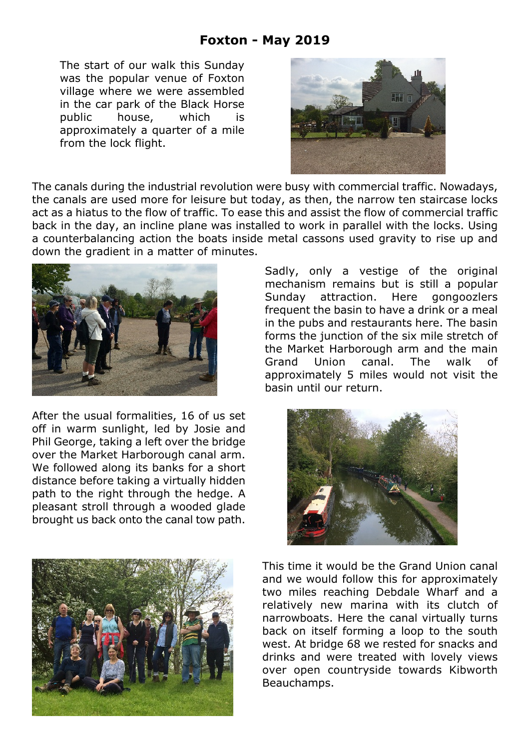# Foxton - May 2019

The start of our walk this Sunday was the popular venue of Foxton village where we were assembled in the car park of the Black Horse public house, which is approximately a quarter of a mile from the lock flight.

The canals during the industrial revolution were busy with commercial traffic. Nowadays, the canals are used more for leisure but today, as then, the narrow ten staircase locks act as a hiatus to the flow of traffic. To ease this and assist the flow of commercial traffic back in the day, an incline plane was installed to work in parallel with the locks. Using a counterbalancing action the boats inside metal cassons used gravity to rise up and down the gradient in a matter of minutes.

Sadly, only a vestige of the original mechanism remains but is still a popular Sunday attraction. Here gongoozlers frequent the basin to have a drink or a meal in the pubs and restaurants here. The basin forms the junction of the six mile stretch of the Market Harborough arm and the main Grand Union canal. The walk of approximately 5 miles would not visit the basin until our return.

After the usual formalities, 16 of us set off in warm sunlight, led by Josie and Phil George, taking a left over the bridge over the Market Harborough canal arm. We followed along its banks for a short distance before taking a virtually hidden path to the right through the hedge. A pleasant stroll through a wooded glade brought us back onto the canal tow path.

This time it would be the Grand Union canal and we would follow this for approximately two miles reaching Debdale Wharf and a relatively new marina with its clutch of narrowboats. Here the canal virtually turns back on itself forming a loop to the south west. At bridge 68 we rested for snacks and drinks and were treated with lovely views over open countryside towards Kibworth Beauchamps.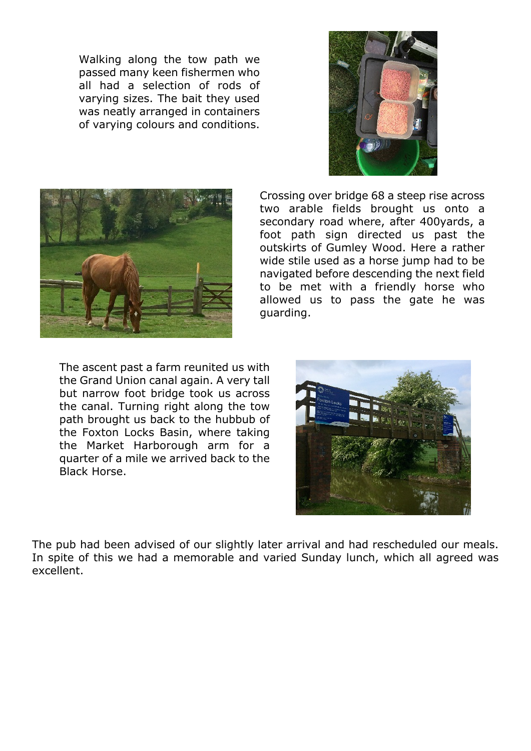Walking along the tow path we passed many keen fishermen who all had a selection of rods of varying sizes. The bait they used was neatly arranged in containers of varying colours and conditions.

Crossing over bridge 68 a steep rise across two arable fields brought us onto a secondary road where, after 400yards, a foot path sign directed us past the outskirts of Gumley Wood. Here a rather wide stile used as a horse jump had to be navigated before descending the next field to be met with a friendly horse who allowed us to pass the gate he was guarding.

The ascent past a farm reunited us with the Grand Union canal again. A very tall but narrow foot bridge took us across the canal. Turning right along the tow path brought us back to the hubbub of the Foxton Locks Basin, where taking the Market Harborough arm for a quarter of a mile we arrived back to the Black Horse.

The pub had been advised of our slightly later arrival and had rescheduled our meals. In spite of this we had a memorable and varied Sunday lunch, which all agreed was excellent.